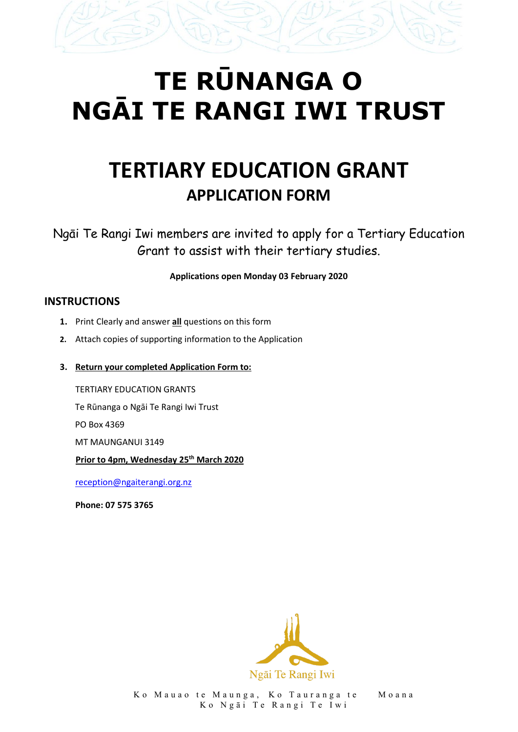# TE RŪNANGA O NGĀI TE RANGI IWI TRUST

## TERTIARY EDUCATION GRANT

### APPLICATION FORM

Ngāi Te Rangi Iwi members are invited to apply for a Tertiary Education Grant to assist with their tertiary studies.

**Applications open Monday 03 February 2020**

## INSTRUCTIONS

1. Print Clearly and answer **all** questions on this form
2. Attach copies of supporting information to the Application
3. **Return your completed Application Form to:**

   TERTIARY EDUCATION GRANTS

   Te Rūnanga o Ngāi Te Rangi Iwi Trust

   PO Box 4369

   MT MAUNGANUI 3149

   **Prior to 4pm, Wednesday 25th March 2020**

   reception@ngaiterangi.org.nz

   **Phone: 07 575 3765**

Ngāi Te Rangi Iwi

Ko Mauao te Maunga, Ko Tauranga te Moana
Ko Ngāi Te Rangi Te Iwi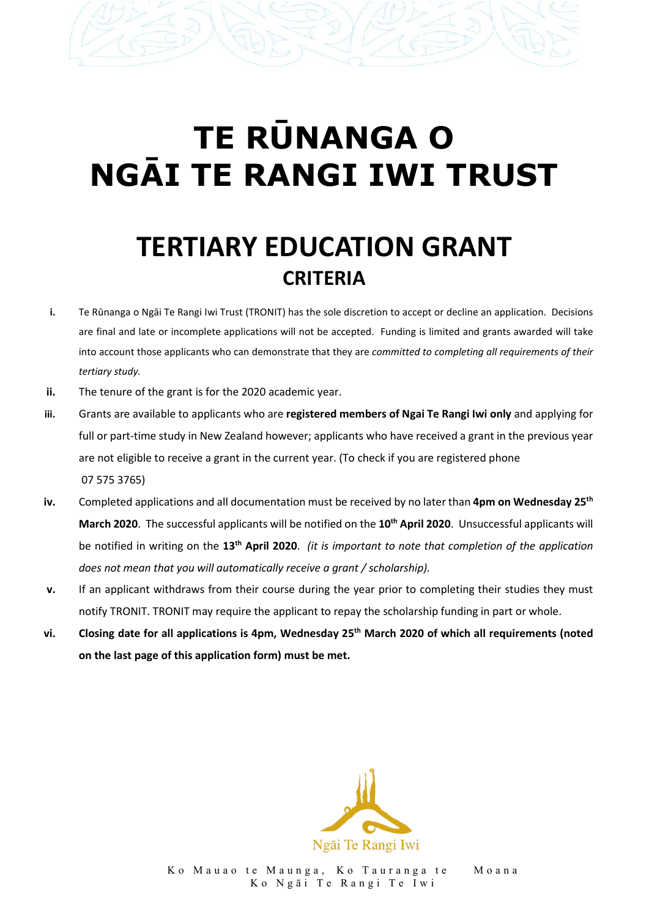# TE RŪNANGA O NGĀI TE RANGI IWI TRUST

## TERTIARY EDUCATION GRANT

### CRITERIA

i. Te Rūnanga o Ngāi Te Rangi Iwi Trust (TRONIT) has the sole discretion to accept or decline an application. Decisions are final and late or incomplete applications will not be accepted. Funding is limited and grants awarded will take into account those applicants who can demonstrate that they are *committed to completing all requirements of their tertiary study.*

ii. The tenure of the grant is for the 2020 academic year.

iii. Grants are available to applicants who are **registered members of Ngai Te Rangi Iwi only** and applying for full or part-time study in New Zealand however; applicants who have received a grant in the previous year are not eligible to receive a grant in the current year. (To check if you are registered phone 07 575 3765)

iv. Completed applications and all documentation must be received by no later than **4pm on Wednesday 25th March 2020**. The successful applicants will be notified on the **10th April 2020**. Unsuccessful applicants will be notified in writing on the **13th April 2020**. *(it is important to note that completion of the application does not mean that you will automatically receive a grant / scholarship).*

v. If an applicant withdraws from their course during the year prior to completing their studies they must notify TRONIT. TRONIT may require the applicant to repay the scholarship funding in part or whole.

vi. **Closing date for all applications is 4pm, Wednesday 25th March 2020 of which all requirements (noted on the last page of this application form) must be met.**

Ngāi Te Rangi Iwi

Ko Mauao te Maunga, Ko Tauranga te Moana
Ko Ngāi Te Rangi Te Iwi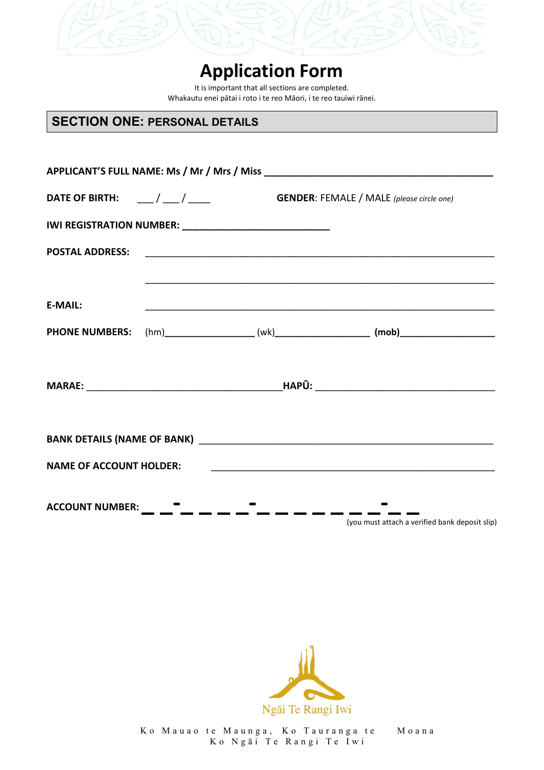# Application Form

It is important that all sections are completed.
Whakautu enei pātai i roto i te reo Māori, i te reo tauiwi rānei.

## SECTION ONE: PERSONAL DETAILS

**APPLICANT'S FULL NAME: Ms / Mr / Mrs / Miss** ________________________________________________

**DATE OF BIRTH:** ___ / ___ / ____ **GENDER**: FEMALE / MALE *(please circle one)*

**IWI REGISTRATION NUMBER:** ______________________________

**POSTAL ADDRESS:** ________________________________________________________________________

________________________________________________________________________

**E-MAIL:** ________________________________________________________________________

**PHONE NUMBERS:** (hm)__________________ (wk)___________________ **(mob)**___________________

**MARAE:** ________________________________________ **HAPŪ:** ____________________________________

**BANK DETAILS (NAME OF BANK)** ____________________________________________________________

**NAME OF ACCOUNT HOLDER:** __________________________________________________________

**ACCOUNT NUMBER:** _ _ - _ _ _ _ - _ _ _ _ _ _ _ - _ _

(you must attach a verified bank deposit slip)

Ngāi Te Rangi Iwi

Ko Mauao te Maunga, Ko Tauranga te Moana
Ko Ngāi Te Rangi Te Iwi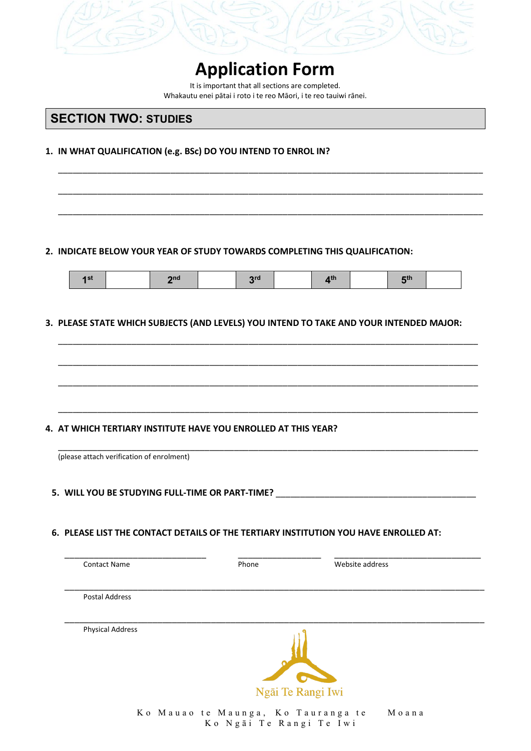# Application Form

It is important that all sections are completed.
Whakautu enei pātai i roto i te reo Māori, i te reo tauiwi rānei.

## SECTION TWO: STUDIES

**1. IN WHAT QUALIFICATION (e.g. BSc) DO YOU INTEND TO ENROL IN?**

___________________________________________________________________________

___________________________________________________________________________

___________________________________________________________________________

**2. INDICATE BELOW YOUR YEAR OF STUDY TOWARDS COMPLETING THIS QUALIFICATION:**

| 1st | | 2nd | | 3rd | | 4th | | 5th | |
|---|---|---|---|---|---|---|---|---|---|

**3. PLEASE STATE WHICH SUBJECTS (AND LEVELS) YOU INTEND TO TAKE AND YOUR INTENDED MAJOR:**

___________________________________________________________________________

___________________________________________________________________________

___________________________________________________________________________

___________________________________________________________________________

**4. AT WHICH TERTIARY INSTITUTE HAVE YOU ENROLLED AT THIS YEAR?**

___________________________________________________________________________
(please attach verification of enrolment)

**5. WILL YOU BE STUDYING FULL-TIME OR PART-TIME?** ______________________________

**6. PLEASE LIST THE CONTACT DETAILS OF THE TERTIARY INSTITUTION YOU HAVE ENROLLED AT:**

______________________ ______________ ______________________
Contact Name Phone Website address

___________________________________________________________________________
Postal Address

___________________________________________________________________________
Physical Address

Ngāi Te Rangi Iwi

Ko Mauao te Maunga, Ko Tauranga te Moana
Ko Ngāi Te Rangi Te Iwi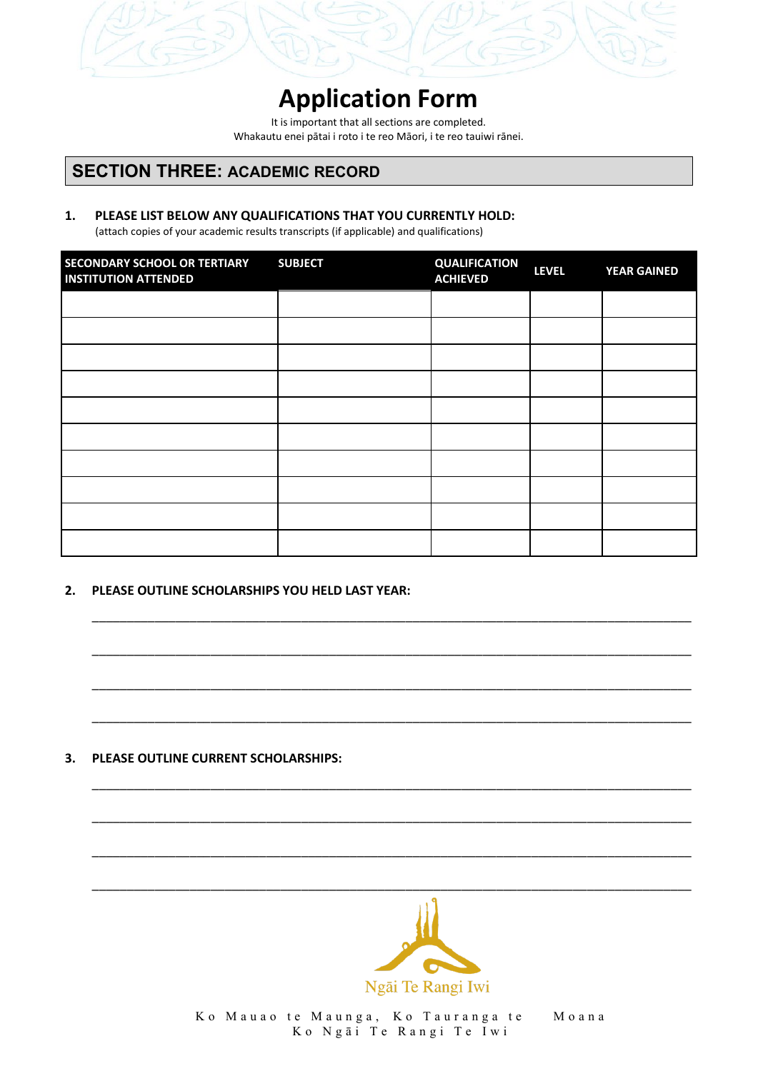# Application Form

It is important that all sections are completed.
Whakautu enei pātai i roto i te reo Māori, i te reo tauiwi rānei.

## SECTION THREE: ACADEMIC RECORD

**1. PLEASE LIST BELOW ANY QUALIFICATIONS THAT YOU CURRENTLY HOLD:**
(attach copies of your academic results transcripts (if applicable) and qualifications)

| SECONDARY SCHOOL OR TERTIARY INSTITUTION ATTENDED | SUBJECT | QUALIFICATION ACHIEVED | LEVEL | YEAR GAINED |
|---|---|---|---|---|
| | | | | |
| | | | | |
| | | | | |
| | | | | |
| | | | | |
| | | | | |
| | | | | |
| | | | | |
| | | | | |
| | | | | |

**2. PLEASE OUTLINE SCHOLARSHIPS YOU HELD LAST YEAR:**

\_\_\_\_\_\_\_\_\_\_\_\_\_\_\_\_\_\_\_\_\_\_\_\_\_\_\_\_\_\_\_\_\_\_\_\_\_\_\_\_\_\_\_\_\_\_\_\_\_\_\_\_\_\_\_\_\_\_\_\_\_\_\_\_\_\_\_\_\_\_\_\_\_\_\_\_\_\_

\_\_\_\_\_\_\_\_\_\_\_\_\_\_\_\_\_\_\_\_\_\_\_\_\_\_\_\_\_\_\_\_\_\_\_\_\_\_\_\_\_\_\_\_\_\_\_\_\_\_\_\_\_\_\_\_\_\_\_\_\_\_\_\_\_\_\_\_\_\_\_\_\_\_\_\_\_\_

\_\_\_\_\_\_\_\_\_\_\_\_\_\_\_\_\_\_\_\_\_\_\_\_\_\_\_\_\_\_\_\_\_\_\_\_\_\_\_\_\_\_\_\_\_\_\_\_\_\_\_\_\_\_\_\_\_\_\_\_\_\_\_\_\_\_\_\_\_\_\_\_\_\_\_\_\_\_

\_\_\_\_\_\_\_\_\_\_\_\_\_\_\_\_\_\_\_\_\_\_\_\_\_\_\_\_\_\_\_\_\_\_\_\_\_\_\_\_\_\_\_\_\_\_\_\_\_\_\_\_\_\_\_\_\_\_\_\_\_\_\_\_\_\_\_\_\_\_\_\_\_\_\_\_\_\_

**3. PLEASE OUTLINE CURRENT SCHOLARSHIPS:**

\_\_\_\_\_\_\_\_\_\_\_\_\_\_\_\_\_\_\_\_\_\_\_\_\_\_\_\_\_\_\_\_\_\_\_\_\_\_\_\_\_\_\_\_\_\_\_\_\_\_\_\_\_\_\_\_\_\_\_\_\_\_\_\_\_\_\_\_\_\_\_\_\_\_\_\_\_\_

\_\_\_\_\_\_\_\_\_\_\_\_\_\_\_\_\_\_\_\_\_\_\_\_\_\_\_\_\_\_\_\_\_\_\_\_\_\_\_\_\_\_\_\_\_\_\_\_\_\_\_\_\_\_\_\_\_\_\_\_\_\_\_\_\_\_\_\_\_\_\_\_\_\_\_\_\_\_

\_\_\_\_\_\_\_\_\_\_\_\_\_\_\_\_\_\_\_\_\_\_\_\_\_\_\_\_\_\_\_\_\_\_\_\_\_\_\_\_\_\_\_\_\_\_\_\_\_\_\_\_\_\_\_\_\_\_\_\_\_\_\_\_\_\_\_\_\_\_\_\_\_\_\_\_\_\_

\_\_\_\_\_\_\_\_\_\_\_\_\_\_\_\_\_\_\_\_\_\_\_\_\_\_\_\_\_\_\_\_\_\_\_\_\_\_\_\_\_\_\_\_\_\_\_\_\_\_\_\_\_\_\_\_\_\_\_\_\_\_\_\_\_\_\_\_\_\_\_\_\_\_\_\_\_\_

Ngāi Te Rangi Iwi

Ko Mauao te Maunga, Ko Tauranga te Moana
Ko Ngāi Te Rangi Te Iwi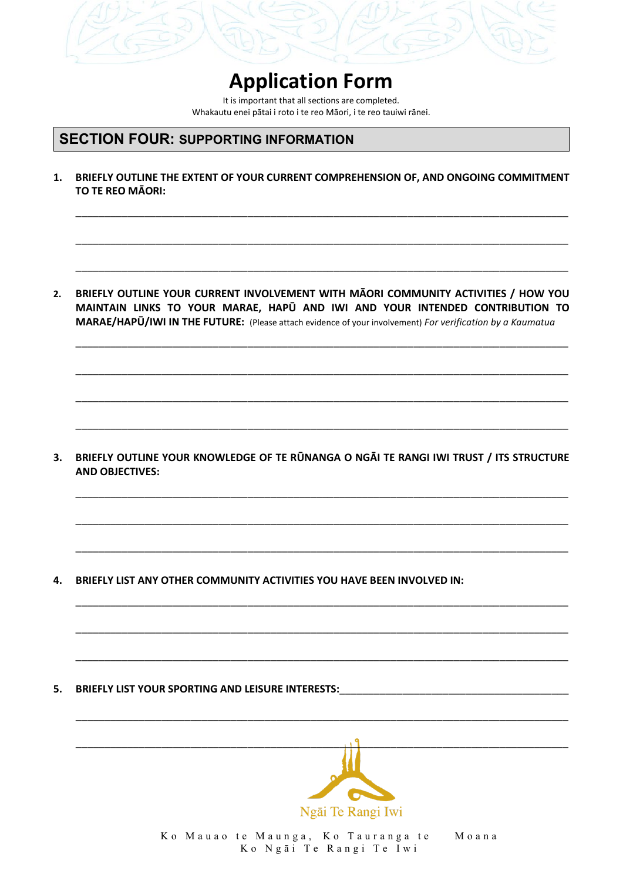# Application Form

It is important that all sections are completed.
Whakautu enei pātai i roto i te reo Māori, i te reo tauiwi rānei.

## SECTION FOUR: SUPPORTING INFORMATION

1. **BRIEFLY OUTLINE THE EXTENT OF YOUR CURRENT COMPREHENSION OF, AND ONGOING COMMITMENT TO TE REO MĀORI:**

___________________________________________________________________________

___________________________________________________________________________

___________________________________________________________________________

2. **BRIEFLY OUTLINE YOUR CURRENT INVOLVEMENT WITH MĀORI COMMUNITY ACTIVITIES / HOW YOU MAINTAIN LINKS TO YOUR MARAE, HAPŪ AND IWI AND YOUR INTENDED CONTRIBUTION TO MARAE/HAPŪ/IWI IN THE FUTURE:** (Please attach evidence of your involvement) *For verification by a Kaumatua*

___________________________________________________________________________

___________________________________________________________________________

___________________________________________________________________________

___________________________________________________________________________

3. **BRIEFLY OUTLINE YOUR KNOWLEDGE OF TE RŪNANGA O NGĀI TE RANGI IWI TRUST / ITS STRUCTURE AND OBJECTIVES:**

___________________________________________________________________________

___________________________________________________________________________

___________________________________________________________________________

4. **BRIEFLY LIST ANY OTHER COMMUNITY ACTIVITIES YOU HAVE BEEN INVOLVED IN:**

___________________________________________________________________________

___________________________________________________________________________

___________________________________________________________________________

5. **BRIEFLY LIST YOUR SPORTING AND LEISURE INTERESTS:**___________________________

___________________________________________________________________________

___________________________________________________________________________

Ngāi Te Rangi Iwi

Ko Mauao te Maunga, Ko Tauranga te Moana
Ko Ngāi Te Rangi Te Iwi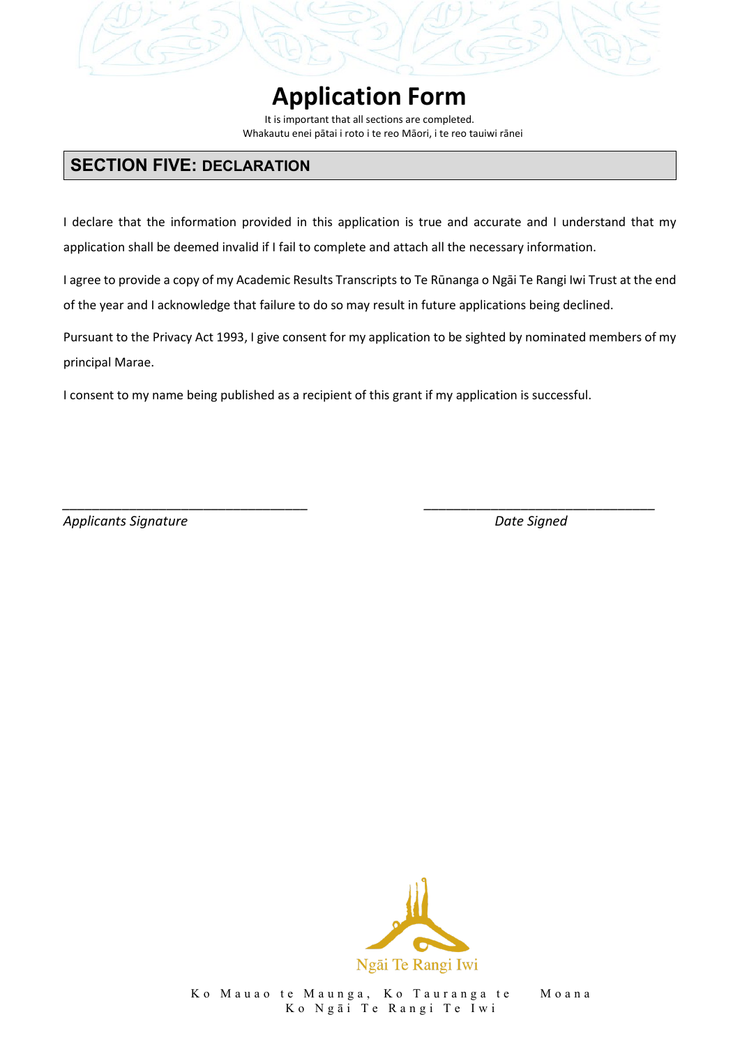# Application Form

It is important that all sections are completed.
Whakautu enei pātai i roto i te reo Māori, i te reo tauiwi rānei

## SECTION FIVE: DECLARATION

I declare that the information provided in this application is true and accurate and I understand that my application shall be deemed invalid if I fail to complete and attach all the necessary information.

I agree to provide a copy of my Academic Results Transcripts to Te Rūnanga o Ngāi Te Rangi Iwi Trust at the end of the year and I acknowledge that failure to do so may result in future applications being declined.

Pursuant to the Privacy Act 1993, I give consent for my application to be sighted by nominated members of my principal Marae.

I consent to my name being published as a recipient of this grant if my application is successful.

___________________________________ ___________________________________

*Applicants Signature* *Date Signed*

Ngāi Te Rangi Iwi

Ko Mauao te Maunga, Ko Tauranga te Moana
Ko Ngāi Te Rangi Te Iwi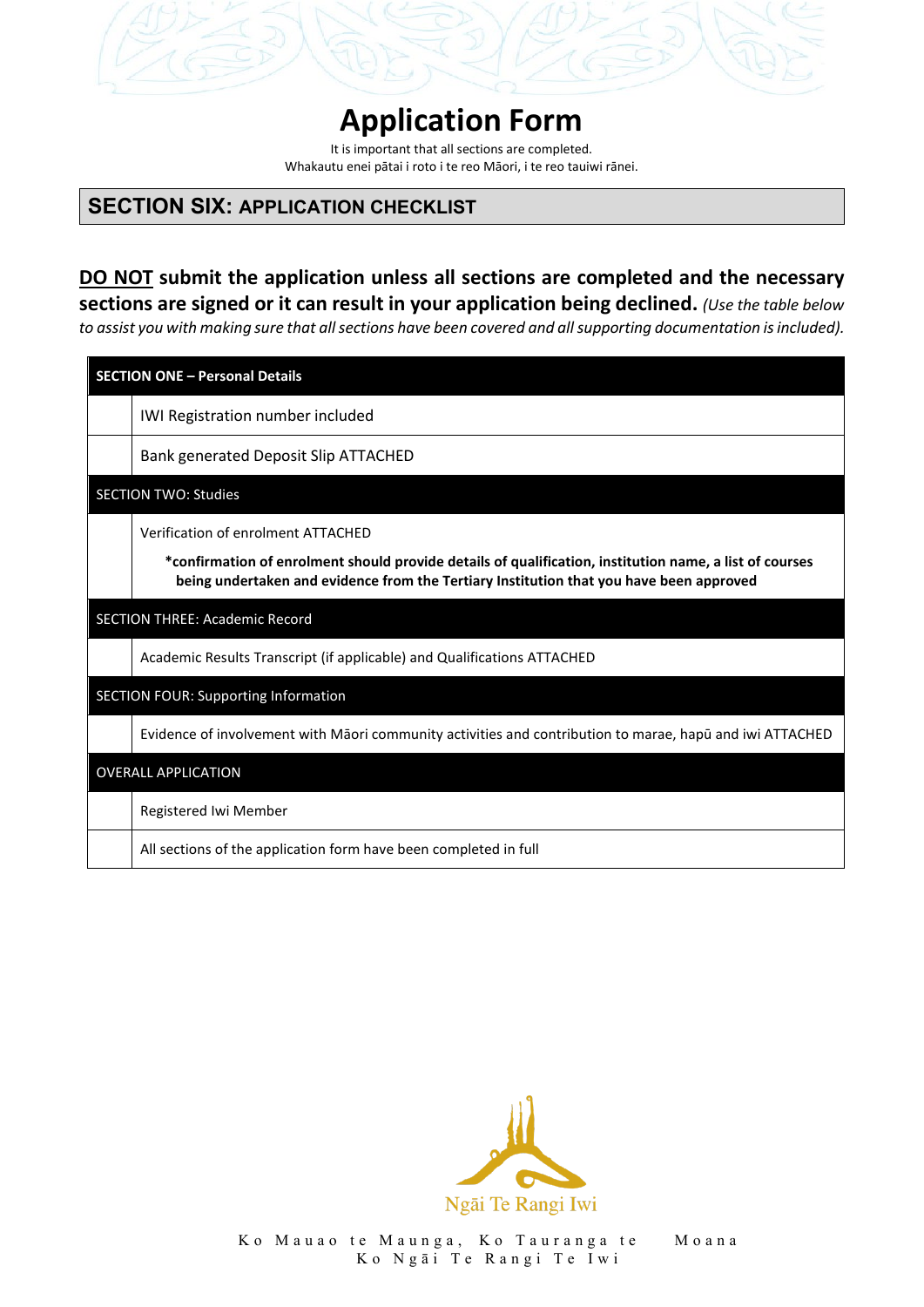# Application Form

It is important that all sections are completed.
Whakautu enei pātai i roto i te reo Māori, i te reo tauiwi rānei.

## SECTION SIX: APPLICATION CHECKLIST

**<u>DO NOT</u> submit the application unless all sections are completed and the necessary sections are signed or it can result in your application being declined.** *(Use the table below to assist you with making sure that all sections have been covered and all supporting documentation is included).*

| | |
|---|---|
| **SECTION ONE – Personal Details** | |
| | IWI Registration number included |
| | Bank generated Deposit Slip ATTACHED |
| SECTION TWO: Studies | |
| | Verification of enrolment ATTACHED<br>**\*confirmation of enrolment should provide details of qualification, institution name, a list of courses being undertaken and evidence from the Tertiary Institution that you have been approved** |
| SECTION THREE: Academic Record | |
| | Academic Results Transcript (if applicable) and Qualifications ATTACHED |
| SECTION FOUR: Supporting Information | |
| | Evidence of involvement with Māori community activities and contribution to marae, hapū and iwi ATTACHED |
| OVERALL APPLICATION | |
| | Registered Iwi Member |
| | All sections of the application form have been completed in full |

Ngāi Te Rangi Iwi

Ko Mauao te Maunga, Ko Tauranga te Moana
Ko Ngāi Te Rangi Te Iwi